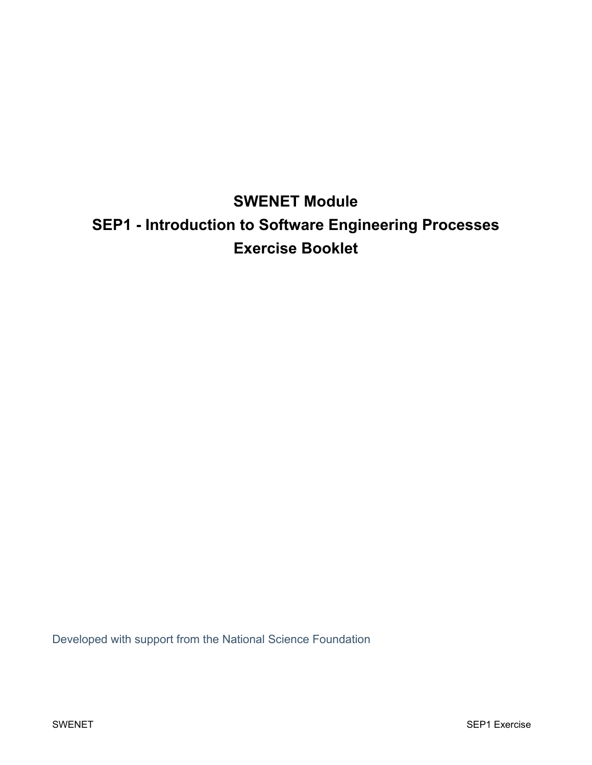# SWENET Module
# SEP1 - Introduction to Software Engineering Processes
# Exercise Booklet

Developed with support from the National Science Foundation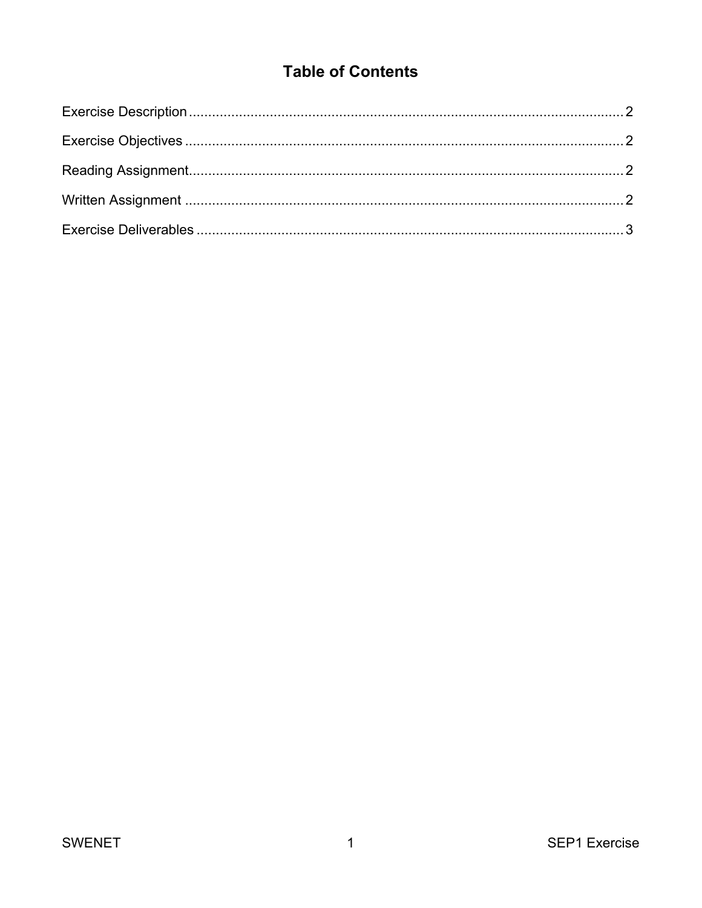# Table of Contents

Exercise Description .................................................................................................................. 2

Exercise Objectives .................................................................................................................. 2

Reading Assignment.................................................................................................................. 2

Written Assignment .................................................................................................................. 2

Exercise Deliverables ................................................................................................................ 3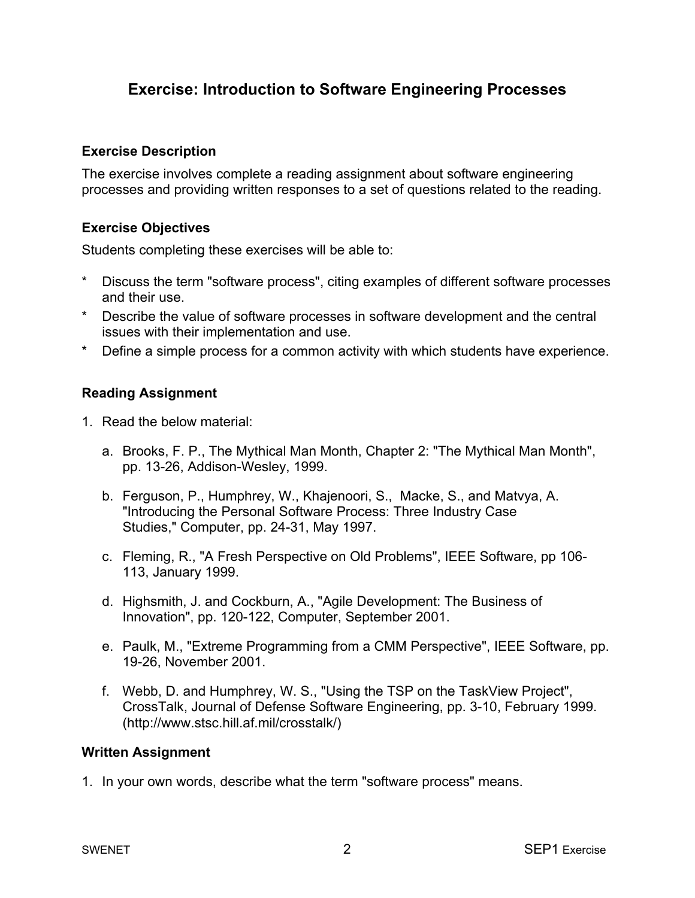# Exercise: Introduction to Software Engineering Processes

### Exercise Description

The exercise involves complete a reading assignment about software engineering processes and providing written responses to a set of questions related to the reading.

### Exercise Objectives

Students completing these exercises will be able to:

* Discuss the term "software process", citing examples of different software processes and their use.
* Describe the value of software processes in software development and the central issues with their implementation and use.
* Define a simple process for a common activity with which students have experience.

### Reading Assignment

1. Read the below material:

   a. Brooks, F. P., The Mythical Man Month, Chapter 2: "The Mythical Man Month", pp. 13-26, Addison-Wesley, 1999.

   b. Ferguson, P., Humphrey, W., Khajenoori, S., Macke, S., and Matvya, A. "Introducing the Personal Software Process: Three Industry Case Studies," Computer, pp. 24-31, May 1997.

   c. Fleming, R., "A Fresh Perspective on Old Problems", IEEE Software, pp 106-113, January 1999.

   d. Highsmith, J. and Cockburn, A., "Agile Development: The Business of Innovation", pp. 120-122, Computer, September 2001.

   e. Paulk, M., "Extreme Programming from a CMM Perspective", IEEE Software, pp. 19-26, November 2001.

   f. Webb, D. and Humphrey, W. S., "Using the TSP on the TaskView Project", CrossTalk, Journal of Defense Software Engineering, pp. 3-10, February 1999. (http://www.stsc.hill.af.mil/crosstalk/)

### Written Assignment

1. In your own words, describe what the term "software process" means.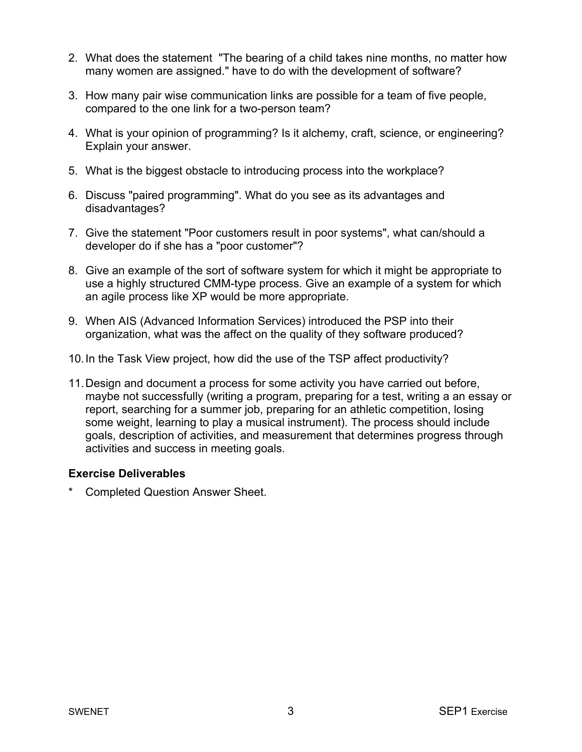2. What does the statement "The bearing of a child takes nine months, no matter how many women are assigned." have to do with the development of software?

3. How many pair wise communication links are possible for a team of five people, compared to the one link for a two-person team?

4. What is your opinion of programming? Is it alchemy, craft, science, or engineering? Explain your answer.

5. What is the biggest obstacle to introducing process into the workplace?

6. Discuss "paired programming". What do you see as its advantages and disadvantages?

7. Give the statement "Poor customers result in poor systems", what can/should a developer do if she has a "poor customer"?

8. Give an example of the sort of software system for which it might be appropriate to use a highly structured CMM-type process. Give an example of a system for which an agile process like XP would be more appropriate.

9. When AIS (Advanced Information Services) introduced the PSP into their organization, what was the affect on the quality of they software produced?

10. In the Task View project, how did the use of the TSP affect productivity?

11. Design and document a process for some activity you have carried out before, maybe not successfully (writing a program, preparing for a test, writing a an essay or report, searching for a summer job, preparing for an athletic competition, losing some weight, learning to play a musical instrument). The process should include goals, description of activities, and measurement that determines progress through activities and success in meeting goals.

**Exercise Deliverables**

* Completed Question Answer Sheet.